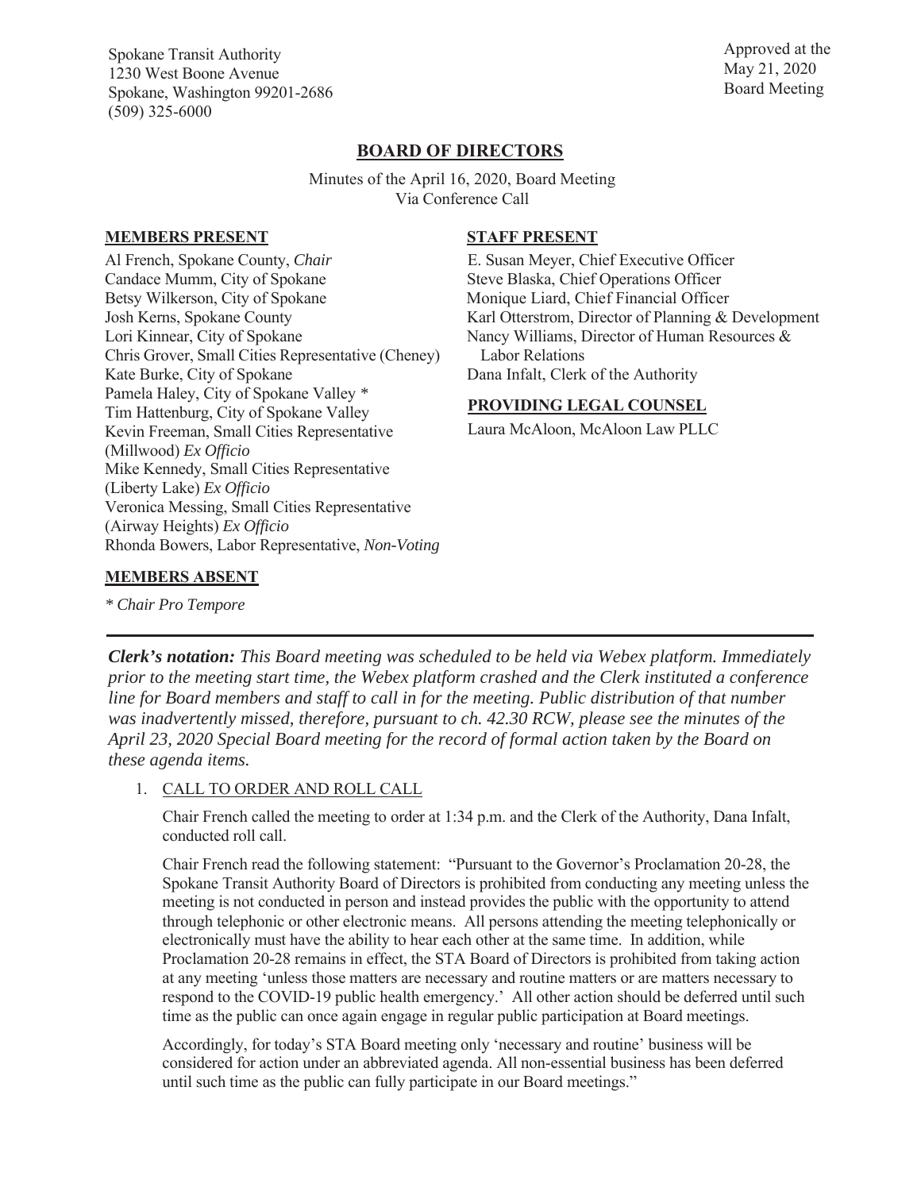Spokane Transit Authority
1230 West Boone Avenue
Spokane, Washington 99201-2686
(509) 325-6000

Approved at the
May 21, 2020
Board Meeting

## BOARD OF DIRECTORS

Minutes of the April 16, 2020, Board Meeting
Via Conference Call

**MEMBERS PRESENT**

Al French, Spokane County, *Chair*
Candace Mumm, City of Spokane
Betsy Wilkerson, City of Spokane
Josh Kerns, Spokane County
Lori Kinnear, City of Spokane
Chris Grover, Small Cities Representative (Cheney)
Kate Burke, City of Spokane
Pamela Haley, City of Spokane Valley *
Tim Hattenburg, City of Spokane Valley
Kevin Freeman, Small Cities Representative (Millwood) *Ex Officio*
Mike Kennedy, Small Cities Representative (Liberty Lake) *Ex Officio*
Veronica Messing, Small Cities Representative (Airway Heights) *Ex Officio*
Rhonda Bowers, Labor Representative, *Non-Voting*

**MEMBERS ABSENT**

\* *Chair Pro Tempore*

**STAFF PRESENT**

E. Susan Meyer, Chief Executive Officer
Steve Blaska, Chief Operations Officer
Monique Liard, Chief Financial Officer
Karl Otterstrom, Director of Planning & Development
Nancy Williams, Director of Human Resources & Labor Relations
Dana Infalt, Clerk of the Authority

**PROVIDING LEGAL COUNSEL**

Laura McAloon, McAloon Law PLLC

---

***Clerk's notation:*** *This Board meeting was scheduled to be held via Webex platform. Immediately prior to the meeting start time, the Webex platform crashed and the Clerk instituted a conference line for Board members and staff to call in for the meeting. Public distribution of that number was inadvertently missed, therefore, pursuant to ch. 42.30 RCW, please see the minutes of the April 23, 2020 Special Board meeting for the record of formal action taken by the Board on these agenda items.*

1. CALL TO ORDER AND ROLL CALL

   Chair French called the meeting to order at 1:34 p.m. and the Clerk of the Authority, Dana Infalt, conducted roll call.

   Chair French read the following statement: "Pursuant to the Governor's Proclamation 20-28, the Spokane Transit Authority Board of Directors is prohibited from conducting any meeting unless the meeting is not conducted in person and instead provides the public with the opportunity to attend through telephonic or other electronic means. All persons attending the meeting telephonically or electronically must have the ability to hear each other at the same time. In addition, while Proclamation 20-28 remains in effect, the STA Board of Directors is prohibited from taking action at any meeting 'unless those matters are necessary and routine matters or are matters necessary to respond to the COVID-19 public health emergency.' All other action should be deferred until such time as the public can once again engage in regular public participation at Board meetings.

   Accordingly, for today's STA Board meeting only 'necessary and routine' business will be considered for action under an abbreviated agenda. All non-essential business has been deferred until such time as the public can fully participate in our Board meetings."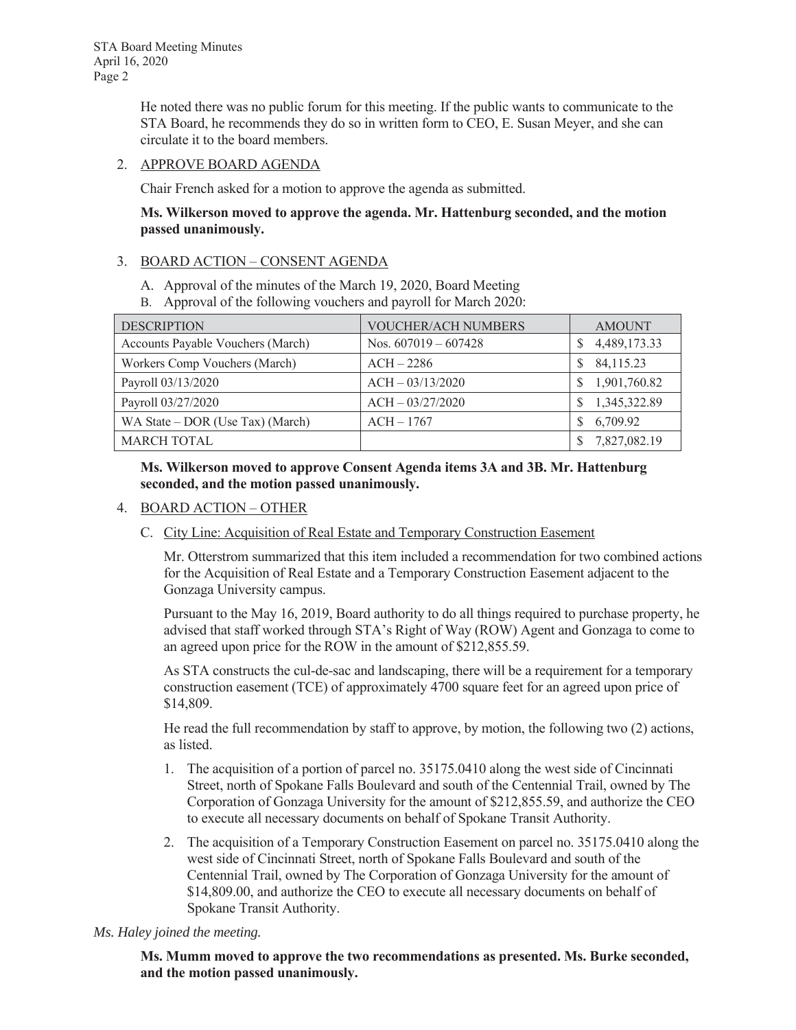He noted there was no public forum for this meeting. If the public wants to communicate to the STA Board, he recommends they do so in written form to CEO, E. Susan Meyer, and she can circulate it to the board members.

2. APPROVE BOARD AGENDA

   Chair French asked for a motion to approve the agenda as submitted.

   **Ms. Wilkerson moved to approve the agenda. Mr. Hattenburg seconded, and the motion passed unanimously.**

3. BOARD ACTION – CONSENT AGENDA

   A. Approval of the minutes of the March 19, 2020, Board Meeting
   B. Approval of the following vouchers and payroll for March 2020:

| DESCRIPTION | VOUCHER/ACH NUMBERS | AMOUNT |
|---|---|---|
| Accounts Payable Vouchers (March) | Nos. 607019 – 607428 | $ 4,489,173.33 |
| Workers Comp Vouchers (March) | ACH – 2286 | $ 84,115.23 |
| Payroll 03/13/2020 | ACH – 03/13/2020 | $ 1,901,760.82 |
| Payroll 03/27/2020 | ACH – 03/27/2020 | $ 1,345,322.89 |
| WA State – DOR (Use Tax) (March) | ACH – 1767 | $ 6,709.92 |
| MARCH TOTAL | | $ 7,827,082.19 |

   **Ms. Wilkerson moved to approve Consent Agenda items 3A and 3B. Mr. Hattenburg seconded, and the motion passed unanimously.**

4. BOARD ACTION – OTHER

   C. City Line: Acquisition of Real Estate and Temporary Construction Easement

   Mr. Otterstrom summarized that this item included a recommendation for two combined actions for the Acquisition of Real Estate and a Temporary Construction Easement adjacent to the Gonzaga University campus.

   Pursuant to the May 16, 2019, Board authority to do all things required to purchase property, he advised that staff worked through STA's Right of Way (ROW) Agent and Gonzaga to come to an agreed upon price for the ROW in the amount of $212,855.59.

   As STA constructs the cul-de-sac and landscaping, there will be a requirement for a temporary construction easement (TCE) of approximately 4700 square feet for an agreed upon price of $14,809.

   He read the full recommendation by staff to approve, by motion, the following two (2) actions, as listed.

   1. The acquisition of a portion of parcel no. 35175.0410 along the west side of Cincinnati Street, north of Spokane Falls Boulevard and south of the Centennial Trail, owned by The Corporation of Gonzaga University for the amount of $212,855.59, and authorize the CEO to execute all necessary documents on behalf of Spokane Transit Authority.
   2. The acquisition of a Temporary Construction Easement on parcel no. 35175.0410 along the west side of Cincinnati Street, north of Spokane Falls Boulevard and south of the Centennial Trail, owned by The Corporation of Gonzaga University for the amount of $14,809.00, and authorize the CEO to execute all necessary documents on behalf of Spokane Transit Authority.

*Ms. Haley joined the meeting.*

   **Ms. Mumm moved to approve the two recommendations as presented. Ms. Burke seconded, and the motion passed unanimously.**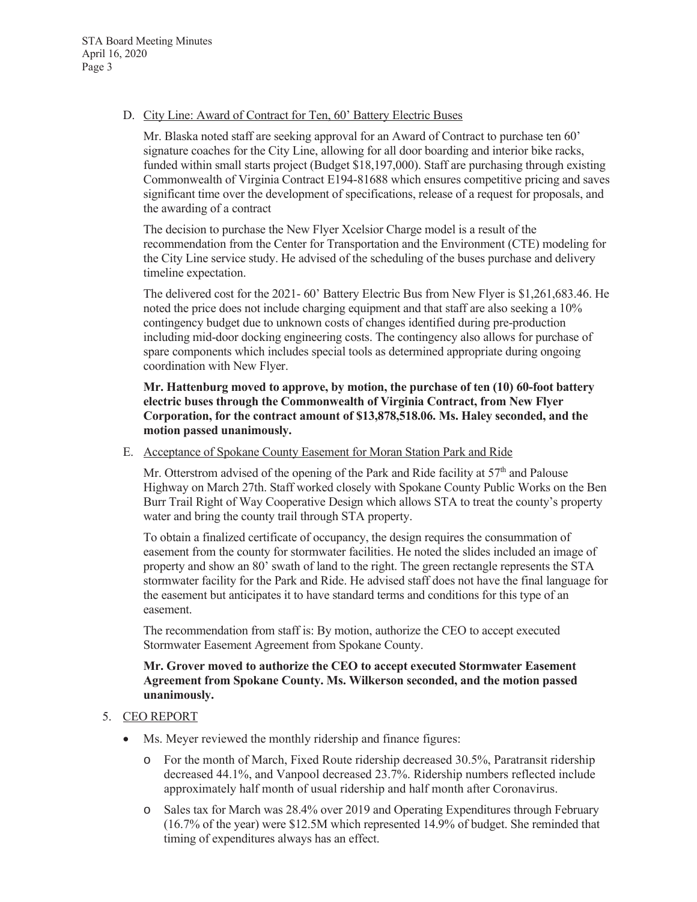D. City Line: Award of Contract for Ten, 60' Battery Electric Buses

Mr. Blaska noted staff are seeking approval for an Award of Contract to purchase ten 60' signature coaches for the City Line, allowing for all door boarding and interior bike racks, funded within small starts project (Budget $18,197,000). Staff are purchasing through existing Commonwealth of Virginia Contract E194-81688 which ensures competitive pricing and saves significant time over the development of specifications, release of a request for proposals, and the awarding of a contract

The decision to purchase the New Flyer Xcelsior Charge model is a result of the recommendation from the Center for Transportation and the Environment (CTE) modeling for the City Line service study. He advised of the scheduling of the buses purchase and delivery timeline expectation.

The delivered cost for the 2021- 60' Battery Electric Bus from New Flyer is $1,261,683.46. He noted the price does not include charging equipment and that staff are also seeking a 10% contingency budget due to unknown costs of changes identified during pre-production including mid-door docking engineering costs. The contingency also allows for purchase of spare components which includes special tools as determined appropriate during ongoing coordination with New Flyer.

**Mr. Hattenburg moved to approve, by motion, the purchase of ten (10) 60-foot battery electric buses through the Commonwealth of Virginia Contract, from New Flyer Corporation, for the contract amount of $13,878,518.06. Ms. Haley seconded, and the motion passed unanimously.**

E. Acceptance of Spokane County Easement for Moran Station Park and Ride

Mr. Otterstrom advised of the opening of the Park and Ride facility at 57th and Palouse Highway on March 27th. Staff worked closely with Spokane County Public Works on the Ben Burr Trail Right of Way Cooperative Design which allows STA to treat the county's property water and bring the county trail through STA property.

To obtain a finalized certificate of occupancy, the design requires the consummation of easement from the county for stormwater facilities. He noted the slides included an image of property and show an 80' swath of land to the right. The green rectangle represents the STA stormwater facility for the Park and Ride. He advised staff does not have the final language for the easement but anticipates it to have standard terms and conditions for this type of an easement.

The recommendation from staff is: By motion, authorize the CEO to accept executed Stormwater Easement Agreement from Spokane County.

**Mr. Grover moved to authorize the CEO to accept executed Stormwater Easement Agreement from Spokane County. Ms. Wilkerson seconded, and the motion passed unanimously.**

5. CEO REPORT

- Ms. Meyer reviewed the monthly ridership and finance figures:
  - For the month of March, Fixed Route ridership decreased 30.5%, Paratransit ridership decreased 44.1%, and Vanpool decreased 23.7%. Ridership numbers reflected include approximately half month of usual ridership and half month after Coronavirus.
  - Sales tax for March was 28.4% over 2019 and Operating Expenditures through February (16.7% of the year) were $12.5M which represented 14.9% of budget. She reminded that timing of expenditures always has an effect.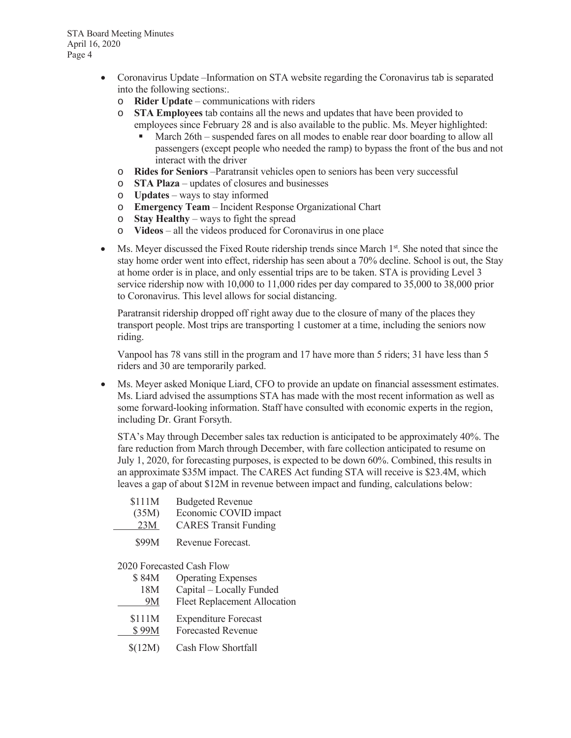- Coronavirus Update –Information on STA website regarding the Coronavirus tab is separated into the following sections:.
  - **Rider Update** – communications with riders
  - **STA Employees** tab contains all the news and updates that have been provided to employees since February 28 and is also available to the public. Ms. Meyer highlighted:
    - March 26th – suspended fares on all modes to enable rear door boarding to allow all passengers (except people who needed the ramp) to bypass the front of the bus and not interact with the driver
  - **Rides for Seniors** –Paratransit vehicles open to seniors has been very successful
  - **STA Plaza** – updates of closures and businesses
  - **Updates** – ways to stay informed
  - **Emergency Team** – Incident Response Organizational Chart
  - **Stay Healthy** – ways to fight the spread
  - **Videos** – all the videos produced for Coronavirus in one place

- Ms. Meyer discussed the Fixed Route ridership trends since March 1st. She noted that since the stay home order went into effect, ridership has seen about a 70% decline. School is out, the Stay at home order is in place, and only essential trips are to be taken. STA is providing Level 3 service ridership now with 10,000 to 11,000 rides per day compared to 35,000 to 38,000 prior to Coronavirus. This level allows for social distancing.

  Paratransit ridership dropped off right away due to the closure of many of the places they transport people. Most trips are transporting 1 customer at a time, including the seniors now riding.

  Vanpool has 78 vans still in the program and 17 have more than 5 riders; 31 have less than 5 riders and 30 are temporarily parked.

- Ms. Meyer asked Monique Liard, CFO to provide an update on financial assessment estimates. Ms. Liard advised the assumptions STA has made with the most recent information as well as some forward-looking information. Staff have consulted with economic experts in the region, including Dr. Grant Forsyth.

  STA's May through December sales tax reduction is anticipated to be approximately 40%. The fare reduction from March through December, with fare collection anticipated to resume on July 1, 2020, for forecasting purposes, is expected to be down 60%. Combined, this results in an approximate $35M impact. The CARES Act funding STA will receive is $23.4M, which leaves a gap of about $12M in revenue between impact and funding, calculations below:

| | |
|---|---|
| $111M | Budgeted Revenue |
| (35M) | Economic COVID impact |
| 23M | CARES Transit Funding |
| $99M | Revenue Forecast. |

  2020 Forecasted Cash Flow

| | |
|---|---|
| $ 84M | Operating Expenses |
| 18M | Capital – Locally Funded |
| 9M | Fleet Replacement Allocation |
| $111M | Expenditure Forecast |
| $ 99M | Forecasted Revenue |
| $(12M) | Cash Flow Shortfall |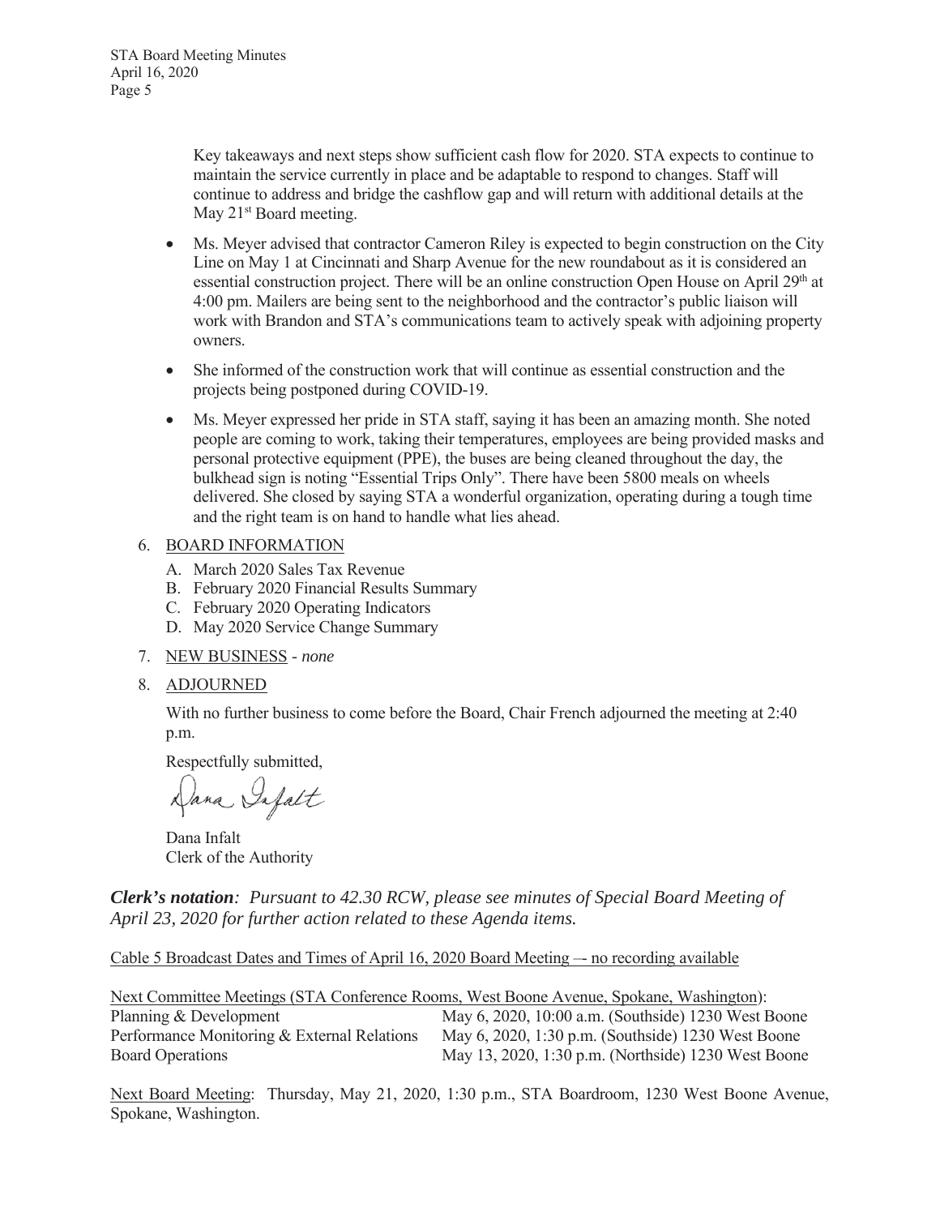Key takeaways and next steps show sufficient cash flow for 2020. STA expects to continue to maintain the service currently in place and be adaptable to respond to changes. Staff will continue to address and bridge the cashflow gap and will return with additional details at the May 21st Board meeting.

- Ms. Meyer advised that contractor Cameron Riley is expected to begin construction on the City Line on May 1 at Cincinnati and Sharp Avenue for the new roundabout as it is considered an essential construction project. There will be an online construction Open House on April 29th at 4:00 pm. Mailers are being sent to the neighborhood and the contractor's public liaison will work with Brandon and STA's communications team to actively speak with adjoining property owners.
- She informed of the construction work that will continue as essential construction and the projects being postponed during COVID-19.
- Ms. Meyer expressed her pride in STA staff, saying it has been an amazing month. She noted people are coming to work, taking their temperatures, employees are being provided masks and personal protective equipment (PPE), the buses are being cleaned throughout the day, the bulkhead sign is noting "Essential Trips Only". There have been 5800 meals on wheels delivered. She closed by saying STA a wonderful organization, operating during a tough time and the right team is on hand to handle what lies ahead.

6. BOARD INFORMATION
   A. March 2020 Sales Tax Revenue
   B. February 2020 Financial Results Summary
   C. February 2020 Operating Indicators
   D. May 2020 Service Change Summary

7. NEW BUSINESS - *none*

8. ADJOURNED

   With no further business to come before the Board, Chair French adjourned the meeting at 2:40 p.m.

   Respectfully submitted,

   Dana Infalt

   Dana Infalt
   Clerk of the Authority

***Clerk's notation**: Pursuant to 42.30 RCW, please see minutes of Special Board Meeting of April 23, 2020 for further action related to these Agenda items.*

Cable 5 Broadcast Dates and Times of April 16, 2020 Board Meeting –- no recording available

Next Committee Meetings (STA Conference Rooms, West Boone Avenue, Spokane, Washington):

| | |
|---|---|
| Planning & Development | May 6, 2020, 10:00 a.m. (Southside) 1230 West Boone |
| Performance Monitoring & External Relations | May 6, 2020, 1:30 p.m. (Southside) 1230 West Boone |
| Board Operations | May 13, 2020, 1:30 p.m. (Northside) 1230 West Boone |

Next Board Meeting: Thursday, May 21, 2020, 1:30 p.m., STA Boardroom, 1230 West Boone Avenue, Spokane, Washington.